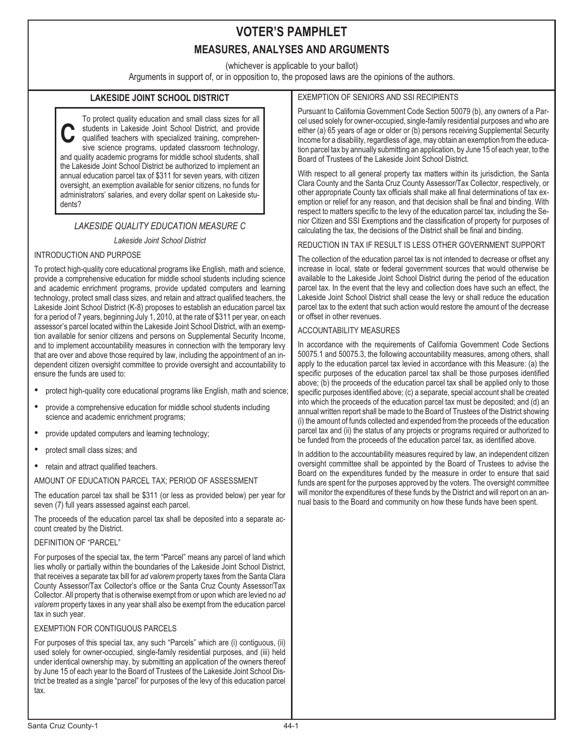# VOTER'S PAMPHLET

## MEASURES, ANALYSES AND ARGUMENTS

(whichever is applicable to your ballot)

Arguments in support of, or in opposition to, the proposed laws are the opinions of the authors.

## LAKESIDE JOINT SCHOOL DISTRICT

**C** To protect quality education and small class sizes for all students in Lakeside Joint School District, and provide qualified teachers with specialized training, comprehensive science programs, updated classroom technology, and quality academic programs for middle school students, shall the Lakeside Joint School District be authorized to implement an annual education parcel tax of $311 for seven years, with citizen oversight, an exemption available for senior citizens, no funds for administrators' salaries, and every dollar spent on Lakeside students?

### *LAKESIDE QUALITY EDUCATION MEASURE C*

*Lakeside Joint School District*

INTRODUCTION AND PURPOSE

To protect high-quality core educational programs like English, math and science, provide a comprehensive education for middle school students including science and academic enrichment programs, provide updated computers and learning technology, protect small class sizes, and retain and attract qualified teachers, the Lakeside Joint School District (K-8) proposes to establish an education parcel tax for a period of 7 years, beginning July 1, 2010, at the rate of $311 per year, on each assessor's parcel located within the Lakeside Joint School District, with an exemption available for senior citizens and persons on Supplemental Security Income, and to implement accountability measures in connection with the temporary levy that are over and above those required by law, including the appointment of an independent citizen oversight committee to provide oversight and accountability to ensure the funds are used to:

- protect high-quality core educational programs like English, math and science;
- provide a comprehensive education for middle school students including science and academic enrichment programs;
- provide updated computers and learning technology;
- protect small class sizes; and
- retain and attract qualified teachers.

AMOUNT OF EDUCATION PARCEL TAX; PERIOD OF ASSESSMENT

The education parcel tax shall be $311 (or less as provided below) per year for seven (7) full years assessed against each parcel.

The proceeds of the education parcel tax shall be deposited into a separate account created by the District.

DEFINITION OF "PARCEL"

For purposes of the special tax, the term "Parcel" means any parcel of land which lies wholly or partially within the boundaries of the Lakeside Joint School District, that receives a separate tax bill for *ad valorem* property taxes from the Santa Clara County Assessor/Tax Collector's office or the Santa Cruz County Assessor/Tax Collector. All property that is otherwise exempt from or upon which are levied no *ad valorem* property taxes in any year shall also be exempt from the education parcel tax in such year.

EXEMPTION FOR CONTIGUOUS PARCELS

For purposes of this special tax, any such "Parcels" which are (i) contiguous, (ii) used solely for owner-occupied, single-family residential purposes, and (iii) held under identical ownership may, by submitting an application of the owners thereof by June 15 of each year to the Board of Trustees of the Lakeside Joint School District be treated as a single "parcel" for purposes of the levy of this education parcel tax.

EXEMPTION OF SENIORS AND SSI RECIPIENTS

Pursuant to California Government Code Section 50079 (b), any owners of a Parcel used solely for owner-occupied, single-family residential purposes and who are either (a) 65 years of age or older or (b) persons receiving Supplemental Security Income for a disability, regardless of age, may obtain an exemption from the education parcel tax by annually submitting an application, by June 15 of each year, to the Board of Trustees of the Lakeside Joint School District.

With respect to all general property tax matters within its jurisdiction, the Santa Clara County and the Santa Cruz County Assessor/Tax Collector, respectively, or other appropriate County tax officials shall make all final determinations of tax exemption or relief for any reason, and that decision shall be final and binding. With respect to matters specific to the levy of the education parcel tax, including the Senior Citizen and SSI Exemptions and the classification of property for purposes of calculating the tax, the decisions of the District shall be final and binding.

REDUCTION IN TAX IF RESULT IS LESS OTHER GOVERNMENT SUPPORT

The collection of the education parcel tax is not intended to decrease or offset any increase in local, state or federal government sources that would otherwise be available to the Lakeside Joint School District during the period of the education parcel tax. In the event that the levy and collection does have such an effect, the Lakeside Joint School District shall cease the levy or shall reduce the education parcel tax to the extent that such action would restore the amount of the decrease or offset in other revenues.

ACCOUNTABILITY MEASURES

In accordance with the requirements of California Government Code Sections 50075.1 and 50075.3, the following accountability measures, among others, shall apply to the education parcel tax levied in accordance with this Measure: (a) the specific purposes of the education parcel tax shall be those purposes identified above; (b) the proceeds of the education parcel tax shall be applied only to those specific purposes identified above; (c) a separate, special account shall be created into which the proceeds of the education parcel tax must be deposited; and (d) an annual written report shall be made to the Board of Trustees of the District showing (i) the amount of funds collected and expended from the proceeds of the education parcel tax and (ii) the status of any projects or programs required or authorized to be funded from the proceeds of the education parcel tax, as identified above.

In addition to the accountability measures required by law, an independent citizen oversight committee shall be appointed by the Board of Trustees to advise the Board on the expenditures funded by the measure in order to ensure that said funds are spent for the purposes approved by the voters. The oversight committee will monitor the expenditures of these funds by the District and will report on an annual basis to the Board and community on how these funds have been spent.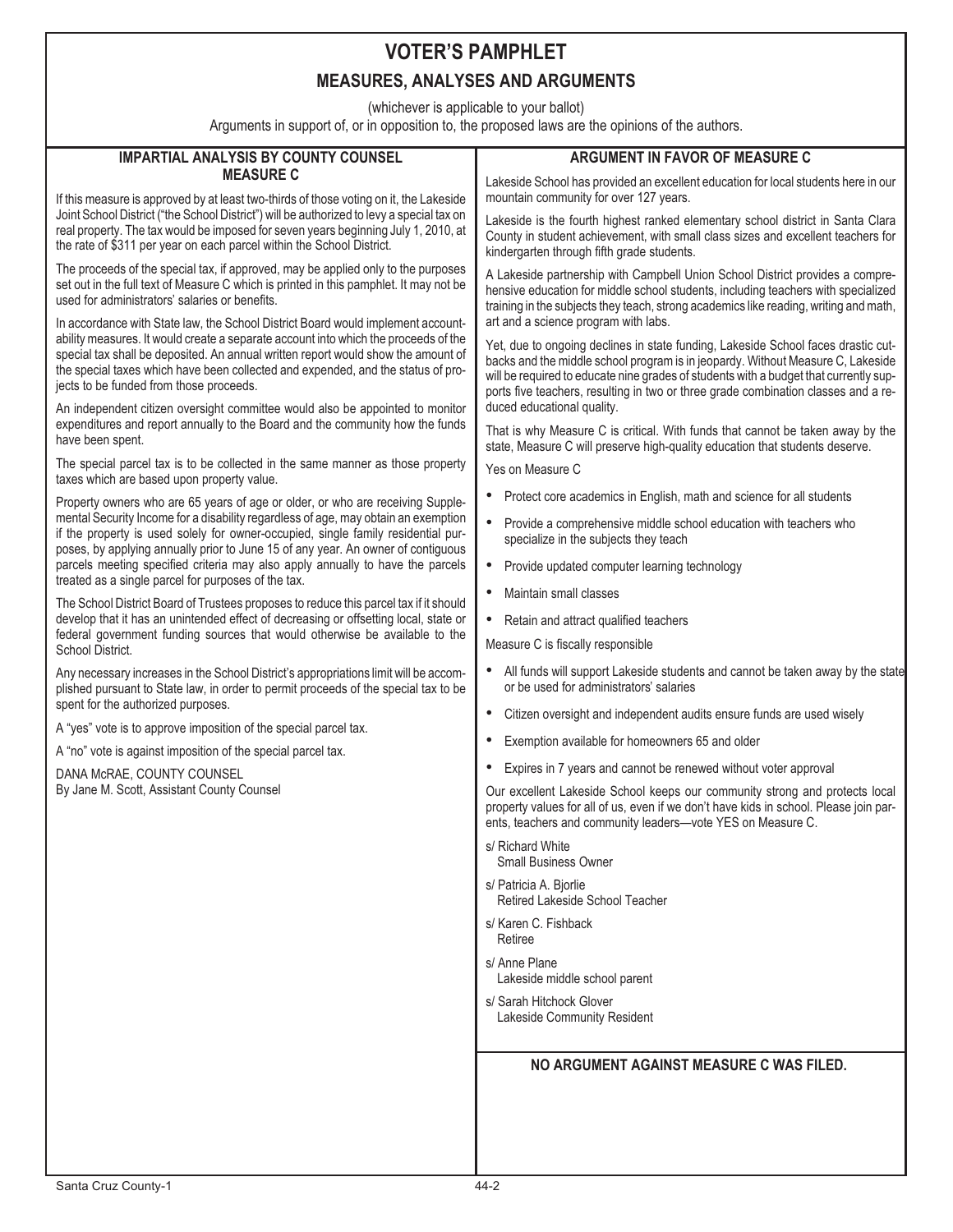# VOTER'S PAMPHLET

## MEASURES, ANALYSES AND ARGUMENTS

(whichever is applicable to your ballot)

Arguments in support of, or in opposition to, the proposed laws are the opinions of the authors.

### IMPARTIAL ANALYSIS BY COUNTY COUNSEL MEASURE C

If this measure is approved by at least two-thirds of those voting on it, the Lakeside Joint School District ("the School District") will be authorized to levy a special tax on real property. The tax would be imposed for seven years beginning July 1, 2010, at the rate of $311 per year on each parcel within the School District.

The proceeds of the special tax, if approved, may be applied only to the purposes set out in the full text of Measure C which is printed in this pamphlet. It may not be used for administrators' salaries or benefits.

In accordance with State law, the School District Board would implement accountability measures. It would create a separate account into which the proceeds of the special tax shall be deposited. An annual written report would show the amount of the special taxes which have been collected and expended, and the status of projects to be funded from those proceeds.

An independent citizen oversight committee would also be appointed to monitor expenditures and report annually to the Board and the community how the funds have been spent.

The special parcel tax is to be collected in the same manner as those property taxes which are based upon property value.

Property owners who are 65 years of age or older, or who are receiving Supplemental Security Income for a disability regardless of age, may obtain an exemption if the property is used solely for owner-occupied, single family residential purposes, by applying annually prior to June 15 of any year. An owner of contiguous parcels meeting specified criteria may also apply annually to have the parcels treated as a single parcel for purposes of the tax.

The School District Board of Trustees proposes to reduce this parcel tax if it should develop that it has an unintended effect of decreasing or offsetting local, state or federal government funding sources that would otherwise be available to the School District.

Any necessary increases in the School District's appropriations limit will be accomplished pursuant to State law, in order to permit proceeds of the special tax to be spent for the authorized purposes.

A "yes" vote is to approve imposition of the special parcel tax.

A "no" vote is against imposition of the special parcel tax.

DANA McRAE, COUNTY COUNSEL
By Jane M. Scott, Assistant County Counsel

### ARGUMENT IN FAVOR OF MEASURE C

Lakeside School has provided an excellent education for local students here in our mountain community for over 127 years.

Lakeside is the fourth highest ranked elementary school district in Santa Clara County in student achievement, with small class sizes and excellent teachers for kindergarten through fifth grade students.

A Lakeside partnership with Campbell Union School District provides a comprehensive education for middle school students, including teachers with specialized training in the subjects they teach, strong academics like reading, writing and math, art and a science program with labs.

Yet, due to ongoing declines in state funding, Lakeside School faces drastic cutbacks and the middle school program is in jeopardy. Without Measure C, Lakeside will be required to educate nine grades of students with a budget that currently supports five teachers, resulting in two or three grade combination classes and a reduced educational quality.

That is why Measure C is critical. With funds that cannot be taken away by the state, Measure C will preserve high-quality education that students deserve.

Yes on Measure C

- Protect core academics in English, math and science for all students
- Provide a comprehensive middle school education with teachers who specialize in the subjects they teach
- Provide updated computer learning technology
- Maintain small classes
- Retain and attract qualified teachers

Measure C is fiscally responsible

- All funds will support Lakeside students and cannot be taken away by the state or be used for administrators' salaries
- Citizen oversight and independent audits ensure funds are used wisely
- Exemption available for homeowners 65 and older
- Expires in 7 years and cannot be renewed without voter approval

Our excellent Lakeside School keeps our community strong and protects local property values for all of us, even if we don't have kids in school. Please join parents, teachers and community leaders—vote YES on Measure C.

s/ Richard White
Small Business Owner

s/ Patricia A. Bjorlie
Retired Lakeside School Teacher

s/ Karen C. Fishback
Retiree

s/ Anne Plane
Lakeside middle school parent

s/ Sarah Hitchock Glover
Lakeside Community Resident

### NO ARGUMENT AGAINST MEASURE C WAS FILED.